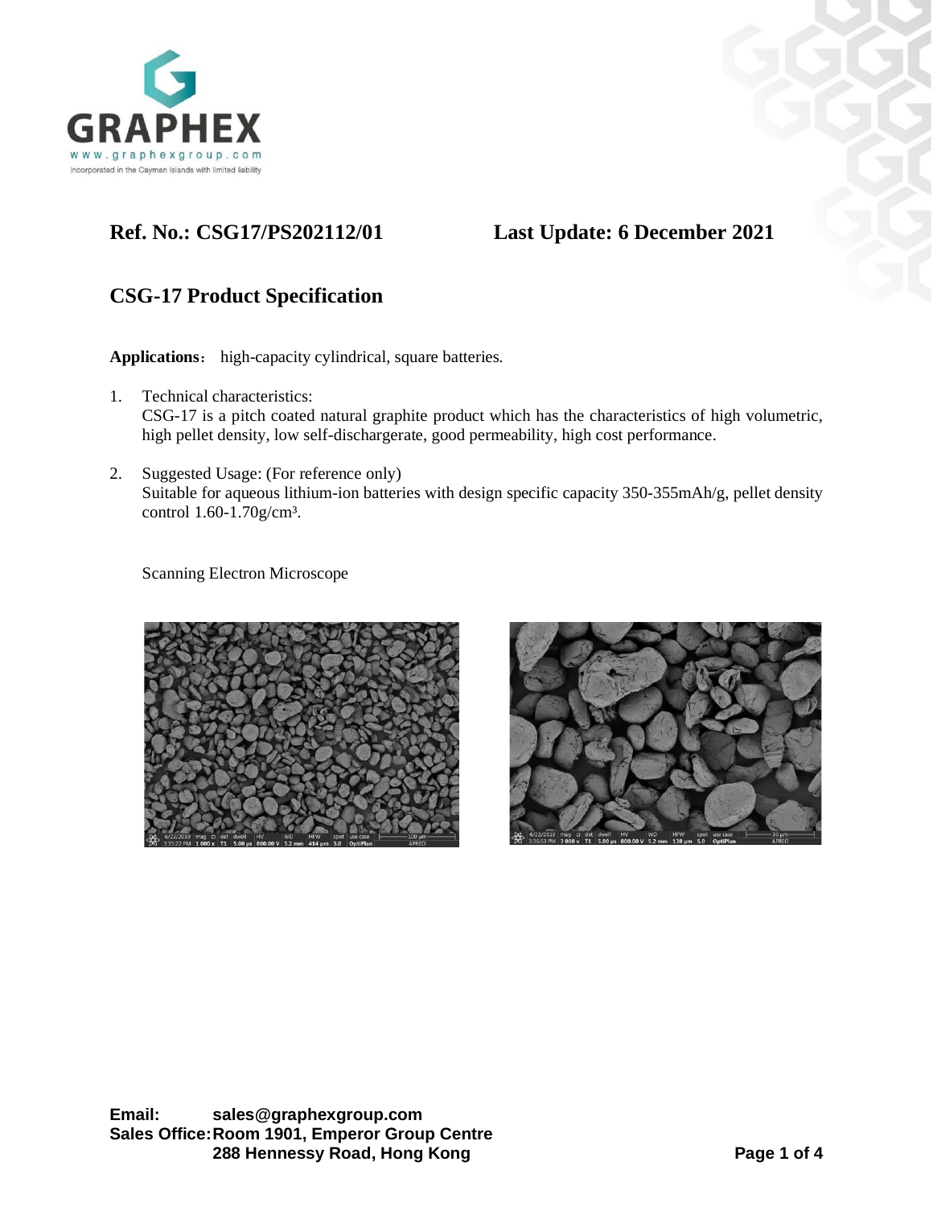**Ref. No.: CSG17/PS202112/01** **Last Update: 6 December 2021**

## CSG-17 Product Specification

**Applications**: high-capacity cylindrical, square batteries.

1. Technical characteristics:
   CSG-17 is a pitch coated natural graphite product which has the characteristics of high volumetric, high pellet density, low self-dischargerate, good permeability, high cost performance.

2. Suggested Usage: (For reference only)
   Suitable for aqueous lithium-ion batteries with design specific capacity 350-355mAh/g, pellet density control 1.60-1.70g/cm$^3$.

   Scanning Electron Microscope

**Email:** sales@graphexgroup.com
**Sales Office:** Room 1901, Emperor Group Centre
288 Hennessy Road, Hong Kong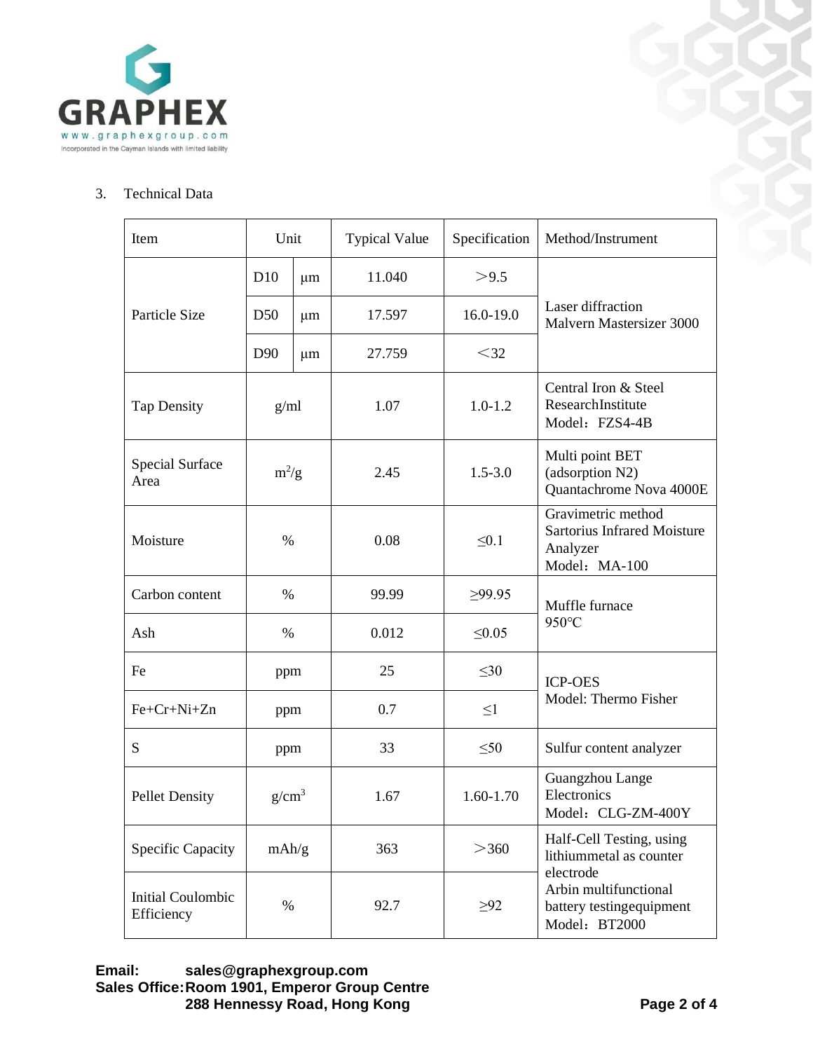3. Technical Data

| Item | Unit | | Typical Value | Specification | Method/Instrument |
|---|---|---|---|---|---|
| Particle Size | D10 | μm | 11.040 | ＞9.5 | Laser diffraction Malvern Mastersizer 3000 |
| | D50 | μm | 17.597 | 16.0-19.0 | |
| | D90 | μm | 27.759 | ＜32 | |
| Tap Density | g/ml | | 1.07 | 1.0-1.2 | Central Iron & Steel ResearchInstitute Model：FZS4-4B |
| Special Surface Area | $m^2/g$ | | 2.45 | 1.5-3.0 | Multi point BET (adsorption N2) Quantachrome Nova 4000E |
| Moisture | % | | 0.08 | ≤0.1 | Gravimetric method Sartorius Infrared Moisture Analyzer Model：MA-100 |
| Carbon content | % | | 99.99 | ≥99.95 | Muffle furnace 950℃ |
| Ash | % | | 0.012 | ≤0.05 | |
| Fe | ppm | | 25 | ≤30 | ICP-OES Model: Thermo Fisher |
| Fe+Cr+Ni+Zn | ppm | | 0.7 | ≤1 | |
| S | ppm | | 33 | ≤50 | Sulfur content analyzer |
| Pellet Density | $g/cm^3$ | | 1.67 | 1.60-1.70 | Guangzhou Lange Electronics Model：CLG-ZM-400Y |
| Specific Capacity | mAh/g | | 363 | ＞360 | Half-Cell Testing, using lithiummetal as counter electrode Arbin multifunctional battery testingequipment Model：BT2000 |
| Initial Coulombic Efficiency | % | | 92.7 | ≥92 | |

**Email:** sales@graphexgroup.com
**Sales Office:** Room 1901, Emperor Group Centre
288 Hennessy Road, Hong Kong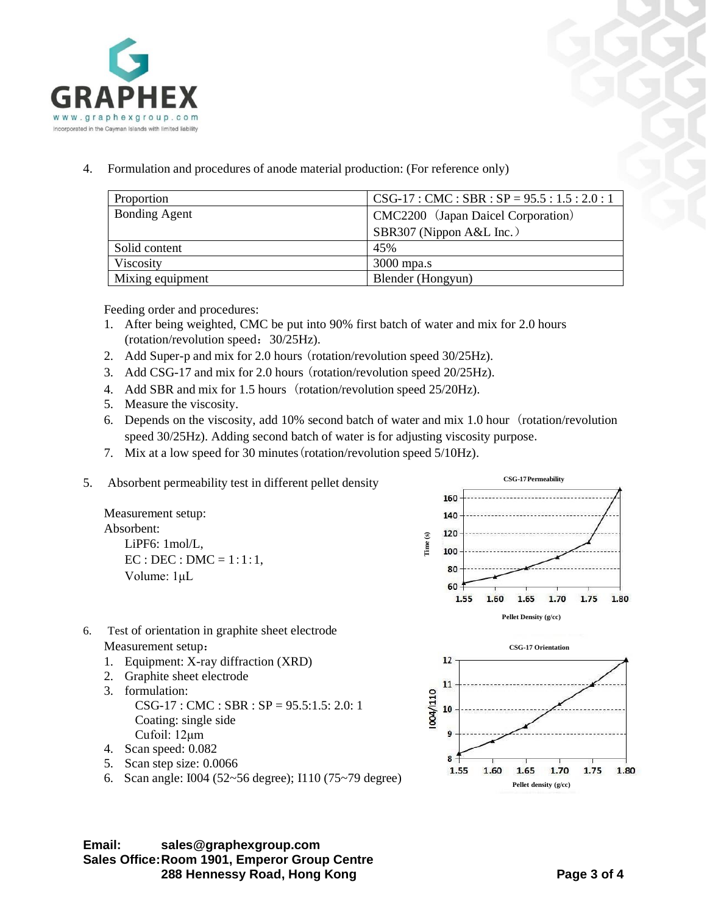4. Formulation and procedures of anode material production: (For reference only)

| Proportion | CSG-17 : CMC : SBR : SP = 95.5 : 1.5 : 2.0 : 1 |
|---|---|
| Bonding Agent | CMC2200（Japan Daicel Corporation）<br>SBR307 (Nippon A&L Inc.） |
| Solid content | 45% |
| Viscosity | 3000 mpa.s |
| Mixing equipment | Blender (Hongyun) |

Feeding order and procedures:

1. After being weighted, CMC be put into 90% first batch of water and mix for 2.0 hours (rotation/revolution speed：30/25Hz).
2. Add Super-p and mix for 2.0 hours（rotation/revolution speed 30/25Hz).
3. Add CSG-17 and mix for 2.0 hours（rotation/revolution speed 20/25Hz).
4. Add SBR and mix for 1.5 hours（rotation/revolution speed 25/20Hz).
5. Measure the viscosity.
6. Depends on the viscosity, add 10% second batch of water and mix 1.0 hour（rotation/revolution speed 30/25Hz). Adding second batch of water is for adjusting viscosity purpose.
7. Mix at a low speed for 30 minutes（rotation/revolution speed 5/10Hz).

5. Absorbent permeability test in different pellet density

Measurement setup:
Absorbent:
- $LiPF_6$: 1mol/L,
- EC : DEC : DMC = 1:1:1,
- Volume: 1μL

CSG-17 Permeability

6. Test of orientation in graphite sheet electrode

Measurement setup：

1. Equipment: X-ray diffraction (XRD)
2. Graphite sheet electrode
3. formulation:
   CSG-17 : CMC : SBR : SP = 95.5:1.5: 2.0: 1
   Coating: single side
   Cufoil: 12μm
4. Scan speed: 0.082
5. Scan step size: 0.0066
6. Scan angle: I004 (52~56 degree); I110 (75~79 degree)

CSG-17 Orientation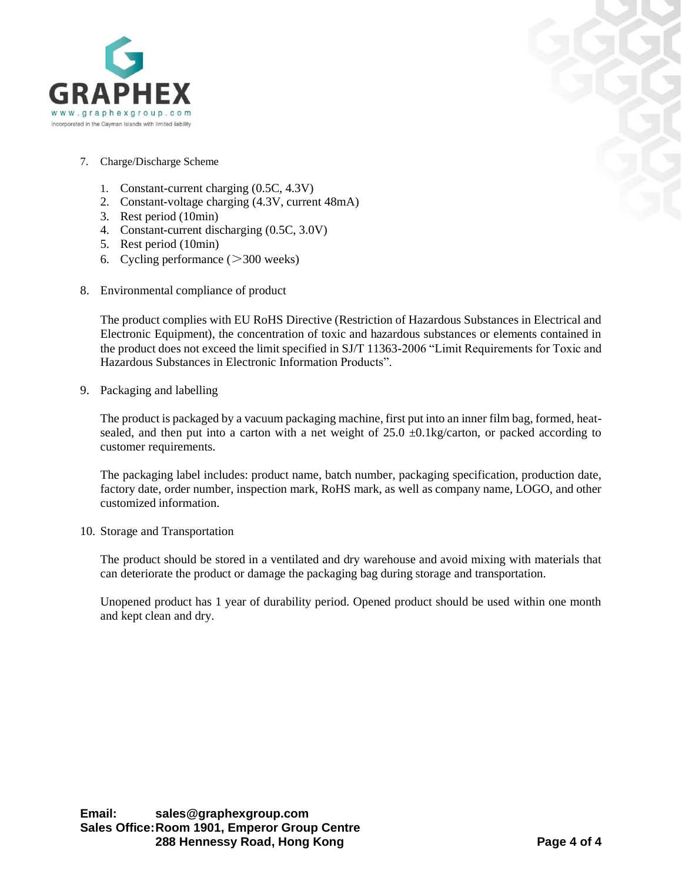7. Charge/Discharge Scheme

    1. Constant-current charging (0.5C, 4.3V)
    2. Constant-voltage charging (4.3V, current 48mA)
    3. Rest period (10min)
    4. Constant-current discharging (0.5C, 3.0V)
    5. Rest period (10min)
    6. Cycling performance (＞300 weeks)

8. Environmental compliance of product

    The product complies with EU RoHS Directive (Restriction of Hazardous Substances in Electrical and Electronic Equipment), the concentration of toxic and hazardous substances or elements contained in the product does not exceed the limit specified in SJ/T 11363-2006 "Limit Requirements for Toxic and Hazardous Substances in Electronic Information Products".

9. Packaging and labelling

    The product is packaged by a vacuum packaging machine, first put into an inner film bag, formed, heat-sealed, and then put into a carton with a net weight of 25.0 ±0.1kg/carton, or packed according to customer requirements.

    The packaging label includes: product name, batch number, packaging specification, production date, factory date, order number, inspection mark, RoHS mark, as well as company name, LOGO, and other customized information.

10. Storage and Transportation

    The product should be stored in a ventilated and dry warehouse and avoid mixing with materials that can deteriorate the product or damage the packaging bag during storage and transportation.

    Unopened product has 1 year of durability period. Opened product should be used within one month and kept clean and dry.